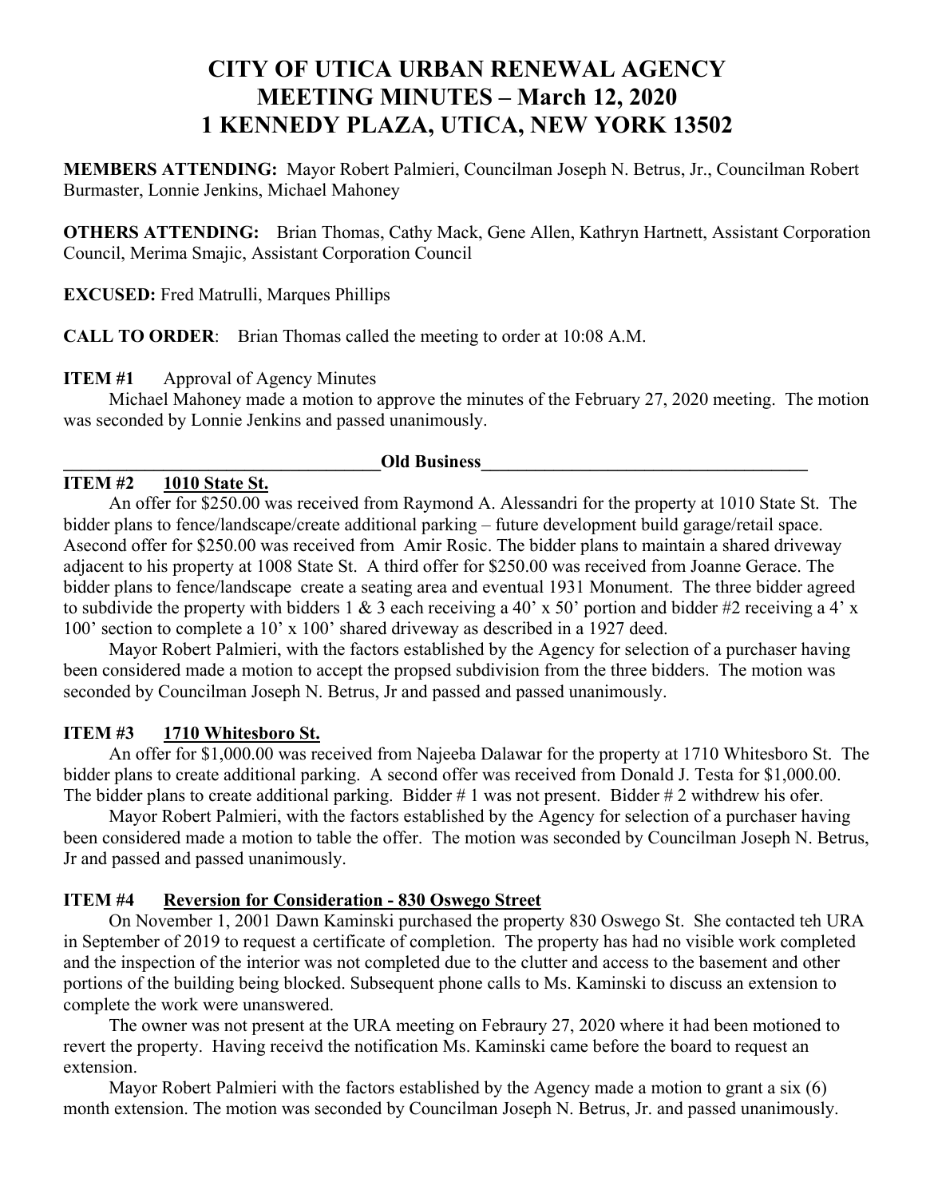# CITY OF UTICA URBAN RENEWAL AGENCY
# MEETING MINUTES – March 12, 2020
# 1 KENNEDY PLAZA, UTICA, NEW YORK 13502

**MEMBERS ATTENDING:** Mayor Robert Palmieri, Councilman Joseph N. Betrus, Jr., Councilman Robert Burmaster, Lonnie Jenkins, Michael Mahoney

**OTHERS ATTENDING:** Brian Thomas, Cathy Mack, Gene Allen, Kathryn Hartnett, Assistant Corporation Council, Merima Smajic, Assistant Corporation Council

**EXCUSED:** Fred Matrulli, Marques Phillips

**CALL TO ORDER**: Brian Thomas called the meeting to order at 10:08 A.M.

**ITEM #1** Approval of Agency Minutes

Michael Mahoney made a motion to approve the minutes of the February 27, 2020 meeting. The motion was seconded by Lonnie Jenkins and passed unanimously.

**Old Business**

**ITEM #2** **1010 State St.**

An offer for $250.00 was received from Raymond A. Alessandri for the property at 1010 State St. The bidder plans to fence/landscape/create additional parking – future development build garage/retail space. Asecond offer for $250.00 was received from Amir Rosic. The bidder plans to maintain a shared driveway adjacent to his property at 1008 State St. A third offer for $250.00 was received from Joanne Gerace. The bidder plans to fence/landscape create a seating area and eventual 1931 Monument. The three bidder agreed to subdivide the property with bidders 1 & 3 each receiving a 40' x 50' portion and bidder #2 receiving a 4' x 100' section to complete a 10' x 100' shared driveway as described in a 1927 deed.

Mayor Robert Palmieri, with the factors established by the Agency for selection of a purchaser having been considered made a motion to accept the propsed subdivision from the three bidders. The motion was seconded by Councilman Joseph N. Betrus, Jr and passed and passed unanimously.

**ITEM #3** **1710 Whitesboro St.**

An offer for $1,000.00 was received from Najeeba Dalawar for the property at 1710 Whitesboro St. The bidder plans to create additional parking. A second offer was received from Donald J. Testa for $1,000.00. The bidder plans to create additional parking. Bidder # 1 was not present. Bidder # 2 withdrew his ofer.

Mayor Robert Palmieri, with the factors established by the Agency for selection of a purchaser having been considered made a motion to table the offer. The motion was seconded by Councilman Joseph N. Betrus, Jr and passed and passed unanimously.

**ITEM #4** **Reversion for Consideration - 830 Oswego Street**

On November 1, 2001 Dawn Kaminski purchased the property 830 Oswego St. She contacted teh URA in September of 2019 to request a certificate of completion. The property has had no visible work completed and the inspection of the interior was not completed due to the clutter and access to the basement and other portions of the building being blocked. Subsequent phone calls to Ms. Kaminski to discuss an extension to complete the work were unanswered.

The owner was not present at the URA meeting on Febraury 27, 2020 where it had been motioned to revert the property. Having receivd the notification Ms. Kaminski came before the board to request an extension.

Mayor Robert Palmieri with the factors established by the Agency made a motion to grant a six (6) month extension. The motion was seconded by Councilman Joseph N. Betrus, Jr. and passed unanimously.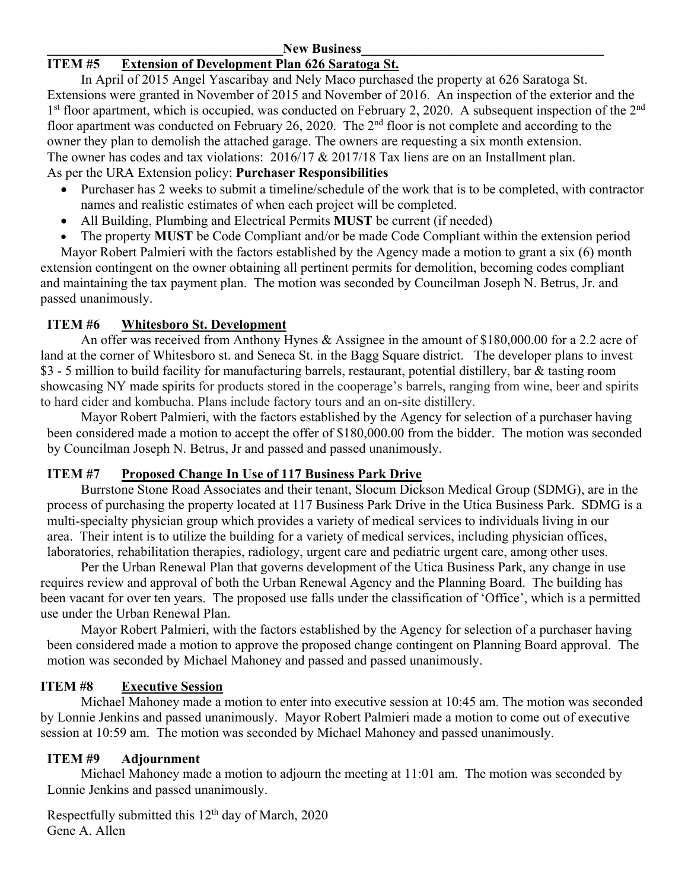## New Business

### ITEM #5 Extension of Development Plan 626 Saratoga St.

In April of 2015 Angel Yascaribay and Nely Maco purchased the property at 626 Saratoga St. Extensions were granted in November of 2015 and November of 2016. An inspection of the exterior and the 1st floor apartment, which is occupied, was conducted on February 2, 2020. A subsequent inspection of the 2nd floor apartment was conducted on February 26, 2020. The 2nd floor is not complete and according to the owner they plan to demolish the attached garage. The owners are requesting a six month extension. The owner has codes and tax violations: 2016/17 & 2017/18 Tax liens are on an Installment plan.

As per the URA Extension policy: **Purchaser Responsibilities**

- Purchaser has 2 weeks to submit a timeline/schedule of the work that is to be completed, with contractor names and realistic estimates of when each project will be completed.
- All Building, Plumbing and Electrical Permits **MUST** be current (if needed)
- The property **MUST** be Code Compliant and/or be made Code Compliant within the extension period

Mayor Robert Palmieri with the factors established by the Agency made a motion to grant a six (6) month extension contingent on the owner obtaining all pertinent permits for demolition, becoming codes compliant and maintaining the tax payment plan. The motion was seconded by Councilman Joseph N. Betrus, Jr. and passed unanimously.

### ITEM #6 Whitesboro St. Development

An offer was received from Anthony Hynes & Assignee in the amount of $180,000.00 for a 2.2 acre of land at the corner of Whitesboro st. and Seneca St. in the Bagg Square district. The developer plans to invest $3 - 5 million to build facility for manufacturing barrels, restaurant, potential distillery, bar & tasting room showcasing NY made spirits for products stored in the cooperage's barrels, ranging from wine, beer and spirits to hard cider and kombucha. Plans include factory tours and an on-site distillery.

Mayor Robert Palmieri, with the factors established by the Agency for selection of a purchaser having been considered made a motion to accept the offer of $180,000.00 from the bidder. The motion was seconded by Councilman Joseph N. Betrus, Jr and passed and passed unanimously.

### ITEM #7 Proposed Change In Use of 117 Business Park Drive

Burrstone Stone Road Associates and their tenant, Slocum Dickson Medical Group (SDMG), are in the process of purchasing the property located at 117 Business Park Drive in the Utica Business Park. SDMG is a multi-specialty physician group which provides a variety of medical services to individuals living in our area. Their intent is to utilize the building for a variety of medical services, including physician offices, laboratories, rehabilitation therapies, radiology, urgent care and pediatric urgent care, among other uses.

Per the Urban Renewal Plan that governs development of the Utica Business Park, any change in use requires review and approval of both the Urban Renewal Agency and the Planning Board. The building has been vacant for over ten years. The proposed use falls under the classification of 'Office', which is a permitted use under the Urban Renewal Plan.

Mayor Robert Palmieri, with the factors established by the Agency for selection of a purchaser having been considered made a motion to approve the proposed change contingent on Planning Board approval. The motion was seconded by Michael Mahoney and passed and passed unanimously.

### ITEM #8 Executive Session

Michael Mahoney made a motion to enter into executive session at 10:45 am. The motion was seconded by Lonnie Jenkins and passed unanimously. Mayor Robert Palmieri made a motion to come out of executive session at 10:59 am. The motion was seconded by Michael Mahoney and passed unanimously.

### ITEM #9 Adjournment

Michael Mahoney made a motion to adjourn the meeting at 11:01 am. The motion was seconded by Lonnie Jenkins and passed unanimously.

Respectfully submitted this 12th day of March, 2020
Gene A. Allen